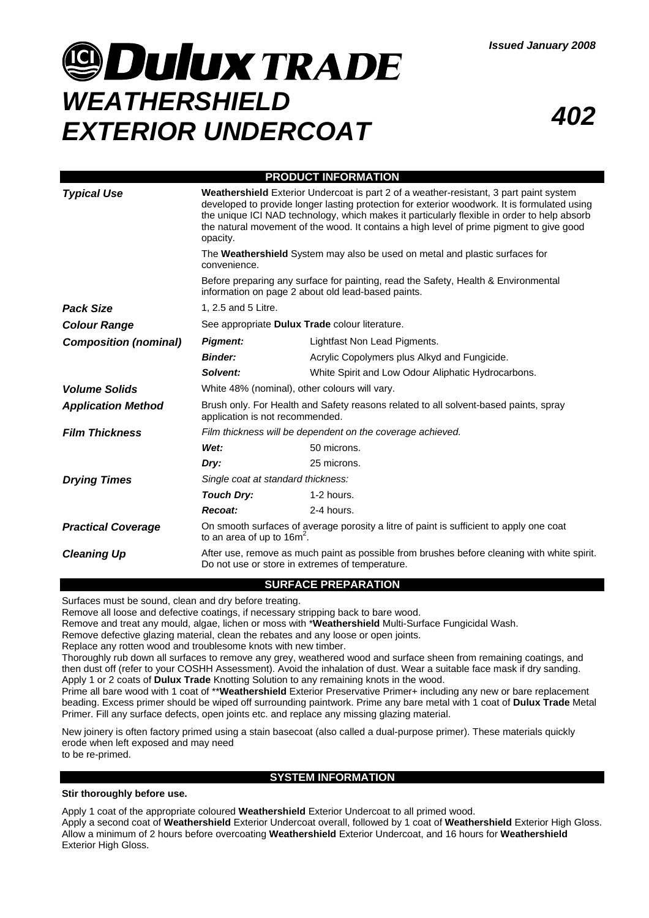*Issued January 2008*

# Dulux TRADE

# WEATHERSHIELD EXTERIOR UNDERCOAT

# 402

## PRODUCT INFORMATION

| | | |
|---|---|---|
| ***Typical Use*** | **Weathershield** Exterior Undercoat is part 2 of a weather-resistant, 3 part paint system developed to provide longer lasting protection for exterior woodwork. It is formulated using the unique ICI NAD technology, which makes it particularly flexible in order to help absorb the natural movement of the wood. It contains a high level of prime pigment to give good opacity. | |
| | The **Weathershield** System may also be used on metal and plastic surfaces for convenience. | |
| | Before preparing any surface for painting, read the Safety, Health & Environmental information on page 2 about old lead-based paints. | |
| ***Pack Size*** | 1, 2.5 and 5 Litre. | |
| ***Colour Range*** | See appropriate **Dulux Trade** colour literature. | |
| ***Composition (nominal)*** | ***Pigment:*** | Lightfast Non Lead Pigments. |
| | ***Binder:*** | Acrylic Copolymers plus Alkyd and Fungicide. |
| | ***Solvent:*** | White Spirit and Low Odour Aliphatic Hydrocarbons. |
| ***Volume Solids*** | White 48% (nominal), other colours will vary. | |
| ***Application Method*** | Brush only. For Health and Safety reasons related to all solvent-based paints, spray application is not recommended. | |
| ***Film Thickness*** | *Film thickness will be dependent on the coverage achieved.* | |
| | ***Wet:*** | 50 microns. |
| | ***Dry:*** | 25 microns. |
| ***Drying Times*** | *Single coat at standard thickness:* | |
| | ***Touch Dry:*** | 1-2 hours. |
| | ***Recoat:*** | 2-4 hours. |
| ***Practical Coverage*** | On smooth surfaces of average porosity a litre of paint is sufficient to apply one coat to an area of up to 16m$^2$. | |
| ***Cleaning Up*** | After use, remove as much paint as possible from brushes before cleaning with white spirit. Do not use or store in extremes of temperature. | |

## SURFACE PREPARATION

Surfaces must be sound, clean and dry before treating.
Remove all loose and defective coatings, if necessary stripping back to bare wood.
Remove and treat any mould, algae, lichen or moss with ***Weathershield** Multi-Surface Fungicidal Wash.
Remove defective glazing material, clean the rebates and any loose or open joints.
Replace any rotten wood and troublesome knots with new timber.
Thoroughly rub down all surfaces to remove any grey, weathered wood and surface sheen from remaining coatings, and then dust off (refer to your COSHH Assessment). Avoid the inhalation of dust. Wear a suitable face mask if dry sanding.
Apply 1 or 2 coats of **Dulux Trade** Knotting Solution to any remaining knots in the wood.
Prime all bare wood with 1 coat of ****Weathershield** Exterior Preservative Primer+ including any new or bare replacement beading. Excess primer should be wiped off surrounding paintwork. Prime any bare metal with 1 coat of **Dulux Trade** Metal Primer. Fill any surface defects, open joints etc. and replace any missing glazing material.

New joinery is often factory primed using a stain basecoat (also called a dual-purpose primer). These materials quickly erode when left exposed and may need to be re-primed.

## SYSTEM INFORMATION

**Stir thoroughly before use.**

Apply 1 coat of the appropriate coloured **Weathershield** Exterior Undercoat to all primed wood.
Apply a second coat of **Weathershield** Exterior Undercoat overall, followed by 1 coat of **Weathershield** Exterior High Gloss.
Allow a minimum of 2 hours before overcoating **Weathershield** Exterior Undercoat, and 16 hours for **Weathershield** Exterior High Gloss.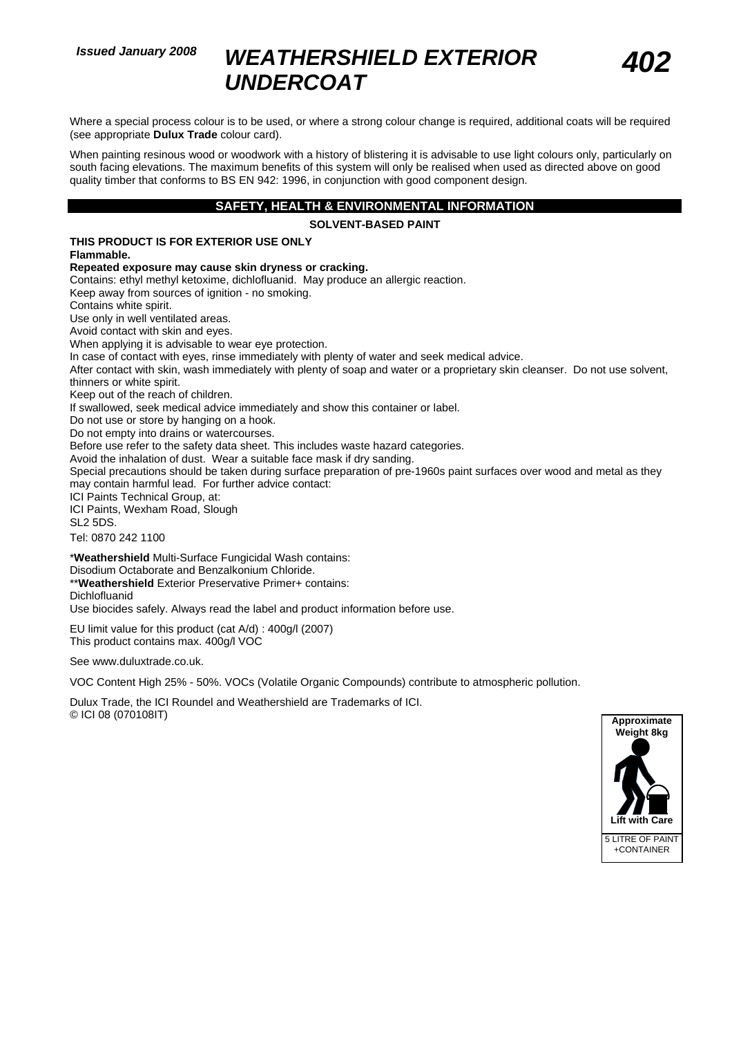*Issued January 2008*

# *WEATHERSHIELD EXTERIOR UNDERCOAT* *402*

Where a special process colour is to be used, or where a strong colour change is required, additional coats will be required (see appropriate **Dulux Trade** colour card).

When painting resinous wood or woodwork with a history of blistering it is advisable to use light colours only, particularly on south facing elevations. The maximum benefits of this system will only be realised when used as directed above on good quality timber that conforms to BS EN 942: 1996, in conjunction with good component design.

## SAFETY, HEALTH & ENVIRONMENTAL INFORMATION

**SOLVENT-BASED PAINT**

**THIS PRODUCT IS FOR EXTERIOR USE ONLY**
**Flammable.**
**Repeated exposure may cause skin dryness or cracking.**
Contains: ethyl methyl ketoxime, dichlofluanid. May produce an allergic reaction.
Keep away from sources of ignition - no smoking.
Contains white spirit.
Use only in well ventilated areas.
Avoid contact with skin and eyes.
When applying it is advisable to wear eye protection.
In case of contact with eyes, rinse immediately with plenty of water and seek medical advice.
After contact with skin, wash immediately with plenty of soap and water or a proprietary skin cleanser. Do not use solvent, thinners or white spirit.
Keep out of the reach of children.
If swallowed, seek medical advice immediately and show this container or label.
Do not use or store by hanging on a hook.
Do not empty into drains or watercourses.
Before use refer to the safety data sheet. This includes waste hazard categories.
Avoid the inhalation of dust. Wear a suitable face mask if dry sanding.
Special precautions should be taken during surface preparation of pre-1960s paint surfaces over wood and metal as they may contain harmful lead. For further advice contact:
ICI Paints Technical Group, at:
ICI Paints, Wexham Road, Slough
SL2 5DS.
Tel: 0870 242 1100

\***Weathershield** Multi-Surface Fungicidal Wash contains:
Disodium Octaborate and Benzalkonium Chloride.
\*\***Weathershield** Exterior Preservative Primer+ contains:
Dichlofluanid
Use biocides safely. Always read the label and product information before use.

EU limit value for this product (cat A/d) : 400g/l (2007)
This product contains max. 400g/l VOC

See www.duluxtrade.co.uk.

VOC Content High 25% - 50%. VOCs (Volatile Organic Compounds) contribute to atmospheric pollution.

Dulux Trade, the ICI Roundel and Weathershield are Trademarks of ICI.
© ICI 08 (070108IT)

**Approximate Weight 8kg**
**Lift with Care**
5 LITRE OF PAINT +CONTAINER